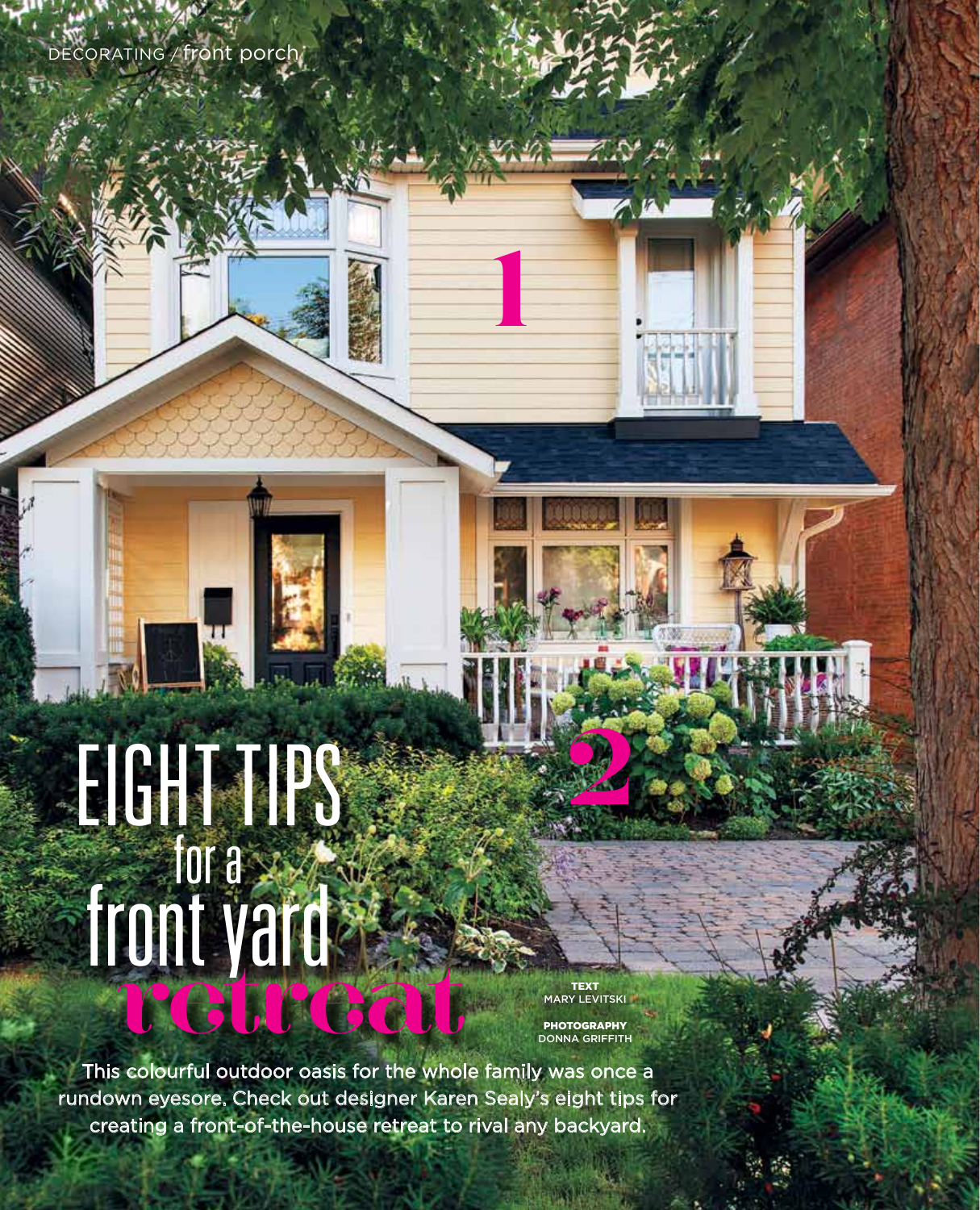# EIGHT TIPS for a front yard retreat

**TEXT**
MARY LEVITSKI

**PHOTOGRAPHY**
DONNA GRIFFITH

This colourful outdoor oasis for the whole family was once a rundown eyesore. Check out designer Karen Sealy's eight tips for creating a front-of-the-house retreat to rival any backyard.

1

2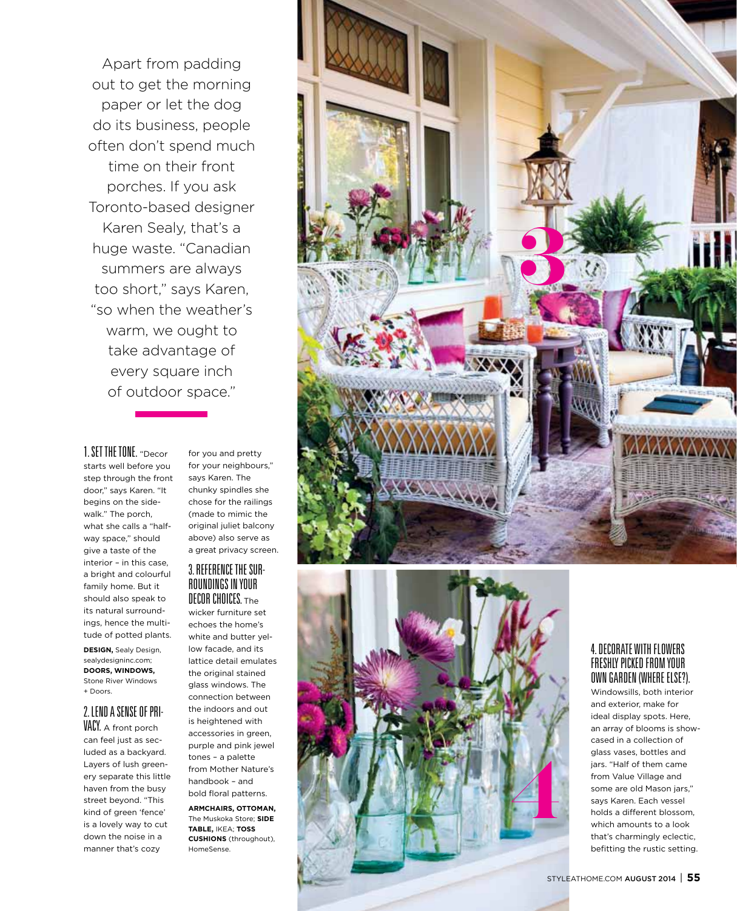Apart from padding out to get the morning paper or let the dog do its business, people often don't spend much time on their front porches. If you ask Toronto-based designer Karen Sealy, that's a huge waste. "Canadian summers are always too short," says Karen, "so when the weather's warm, we ought to take advantage of every square inch of outdoor space."

**1. SET THE TONE.** "Decor starts well before you step through the front door," says Karen. "It begins on the sidewalk." The porch, what she calls a "halfway space," should give a taste of the interior – in this case, a bright and colourful family home. But it should also speak to its natural surroundings, hence the multitude of potted plants.

**DESIGN,** Sealy Design, sealydesigninc.com; **DOORS, WINDOWS,** Stone River Windows + Doors.

**2. LEND A SENSE OF PRIVACY.** A front porch can feel just as secluded as a backyard. Layers of lush greenery separate this little haven from the busy street beyond. "This kind of green 'fence' is a lovely way to cut down the noise in a manner that's cozy for you and pretty for your neighbours," says Karen. The chunky spindles she chose for the railings (made to mimic the original juliet balcony above) also serve as a great privacy screen.

**3. REFERENCE THE SURROUNDINGS IN YOUR DECOR CHOICES.** The wicker furniture set echoes the home's white and butter yellow facade, and its lattice detail emulates the original stained glass windows. The connection between the indoors and out is heightened with accessories in green, purple and pink jewel tones – a palette from Mother Nature's handbook – and bold floral patterns.

**ARMCHAIRS, OTTOMAN,** The Muskoka Store; **SIDE TABLE,** IKEA; **TOSS CUSHIONS** (throughout), HomeSense.

**4. DECORATE WITH FLOWERS FRESHLY PICKED FROM YOUR OWN GARDEN (WHERE ELSE?).** Windowsills, both interior and exterior, make for ideal display spots. Here, an array of blooms is showcased in a collection of glass vases, bottles and jars. "Half of them came from Value Village and some are old Mason jars," says Karen. Each vessel holds a different blossom, which amounts to a look that's charmingly eclectic, befitting the rustic setting.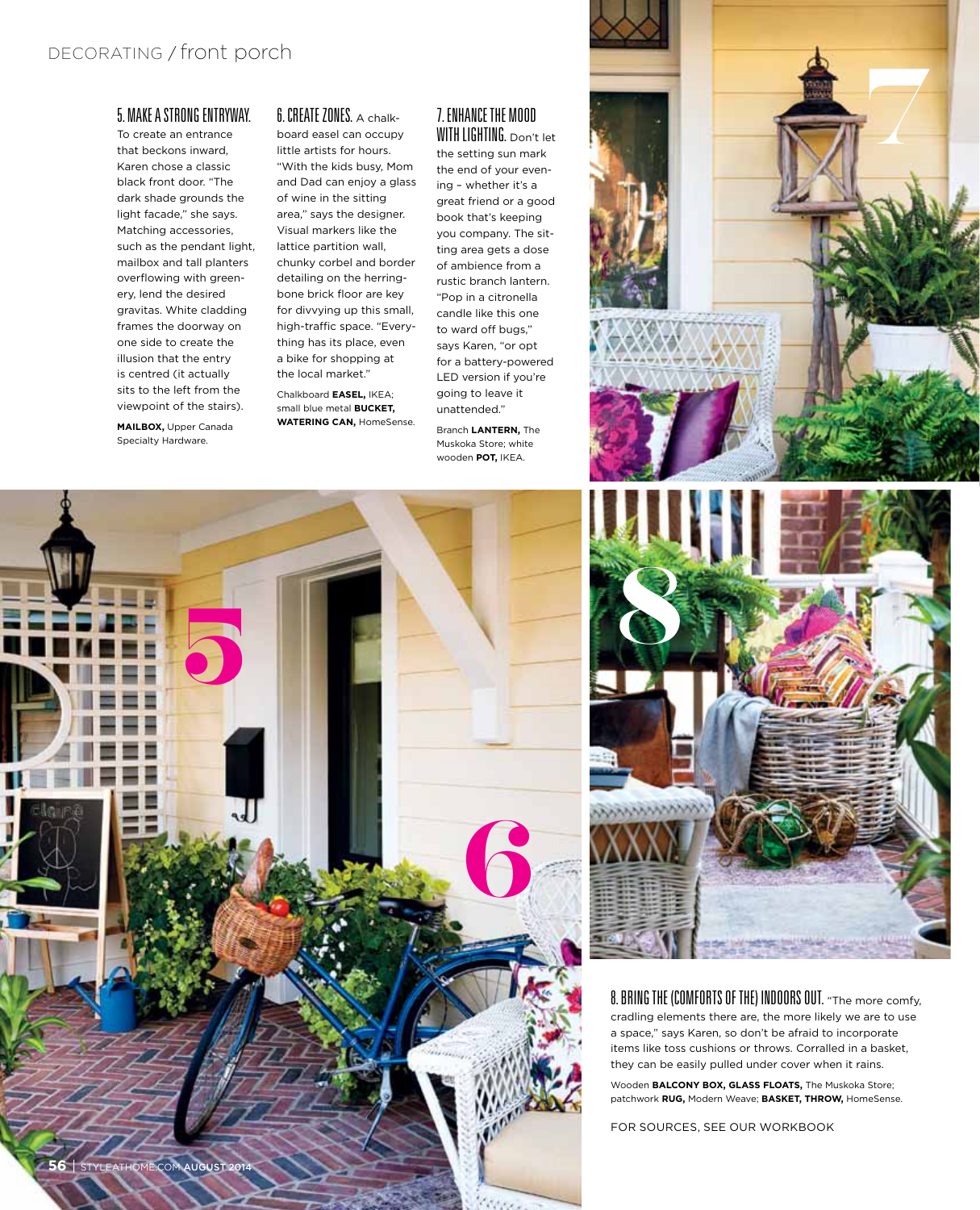## 5. MAKE A STRONG ENTRYWAY.

To create an entrance that beckons inward, Karen chose a classic black front door. "The dark shade grounds the light facade," she says. Matching accessories, such as the pendant light, mailbox and tall planters overflowing with greenery, lend the desired gravitas. White cladding frames the doorway on one side to create the illusion that the entry is centred (it actually sits to the left from the viewpoint of the stairs).

**MAILBOX,** Upper Canada Specialty Hardware.

## 6. CREATE ZONES.

A chalkboard easel can occupy little artists for hours. "With the kids busy, Mom and Dad can enjoy a glass of wine in the sitting area," says the designer. Visual markers like the lattice partition wall, chunky corbel and border detailing on the herringbone brick floor are key for divvying up this small, high-traffic space. "Everything has its place, even a bike for shopping at the local market."

Chalkboard **EASEL,** IKEA; small blue metal **BUCKET, WATERING CAN,** HomeSense.

## 7. ENHANCE THE MOOD WITH LIGHTING.

Don't let the setting sun mark the end of your evening – whether it's a great friend or a good book that's keeping you company. The sitting area gets a dose of ambience from a rustic branch lantern. "Pop in a citronella candle like this one to ward off bugs," says Karen, "or opt for a battery-powered LED version if you're going to leave it unattended."

Branch **LANTERN,** The Muskoka Store; white wooden **POT,** IKEA.

## 8. BRING THE (COMFORTS OF THE) INDOORS OUT.

"The more comfy, cradling elements there are, the more likely we are to use a space," says Karen, so don't be afraid to incorporate items like toss cushions or throws. Corralled in a basket, they can be easily pulled under cover when it rains.

Wooden **BALCONY BOX, GLASS FLOATS,** The Muskoka Store; patchwork **RUG,** Modern Weave; **BASKET, THROW,** HomeSense.

FOR SOURCES, SEE OUR WORKBOOK